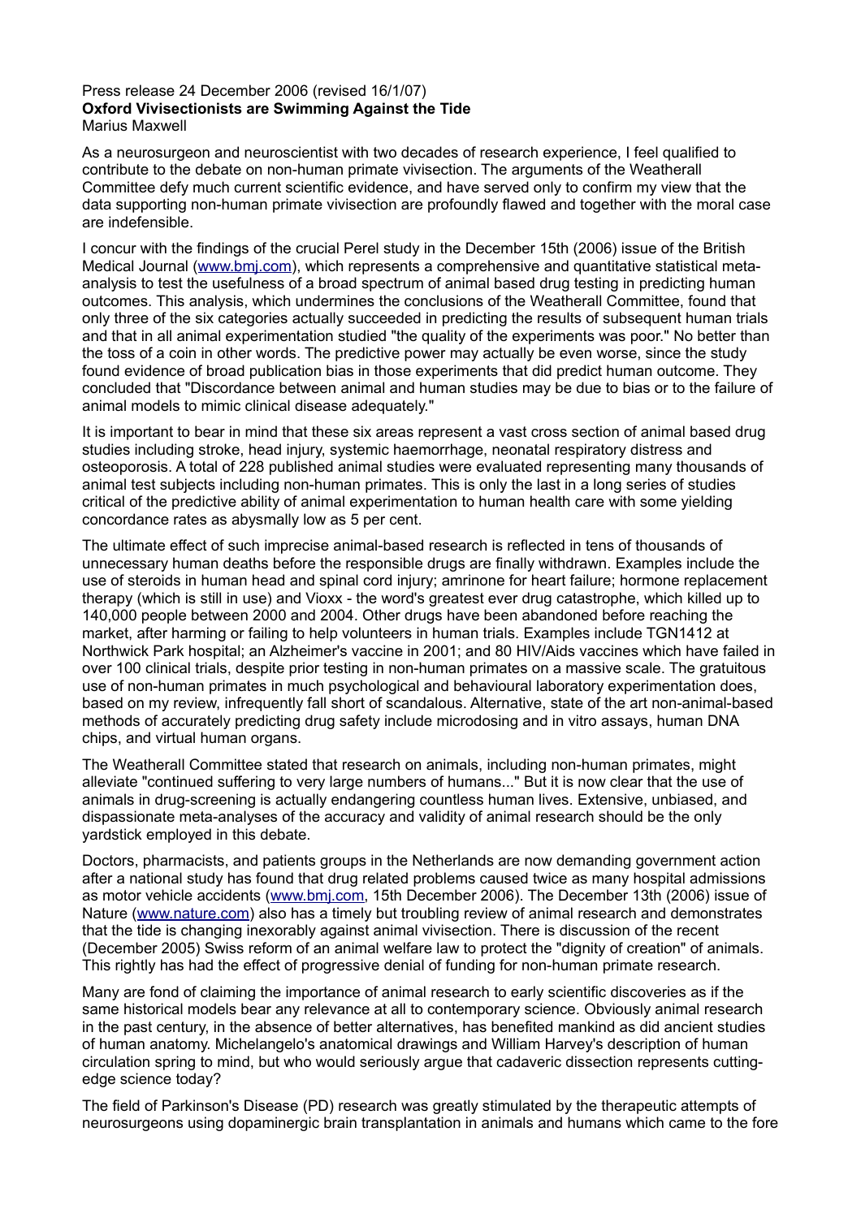Press release 24 December 2006 (revised 16/1/07)

**Oxford Vivisectionists are Swimming Against the Tide**

Marius Maxwell

As a neurosurgeon and neuroscientist with two decades of research experience, I feel qualified to contribute to the debate on non-human primate vivisection. The arguments of the Weatherall Committee defy much current scientific evidence, and have served only to confirm my view that the data supporting non-human primate vivisection are profoundly flawed and together with the moral case are indefensible.

I concur with the findings of the crucial Perel study in the December 15th (2006) issue of the British Medical Journal (www.bmj.com), which represents a comprehensive and quantitative statistical meta-analysis to test the usefulness of a broad spectrum of animal based drug testing in predicting human outcomes. This analysis, which undermines the conclusions of the Weatherall Committee, found that only three of the six categories actually succeeded in predicting the results of subsequent human trials and that in all animal experimentation studied "the quality of the experiments was poor." No better than the toss of a coin in other words. The predictive power may actually be even worse, since the study found evidence of broad publication bias in those experiments that did predict human outcome. They concluded that "Discordance between animal and human studies may be due to bias or to the failure of animal models to mimic clinical disease adequately."

It is important to bear in mind that these six areas represent a vast cross section of animal based drug studies including stroke, head injury, systemic haemorrhage, neonatal respiratory distress and osteoporosis. A total of 228 published animal studies were evaluated representing many thousands of animal test subjects including non-human primates. This is only the last in a long series of studies critical of the predictive ability of animal experimentation to human health care with some yielding concordance rates as abysmally low as 5 per cent.

The ultimate effect of such imprecise animal-based research is reflected in tens of thousands of unnecessary human deaths before the responsible drugs are finally withdrawn. Examples include the use of steroids in human head and spinal cord injury; amrinone for heart failure; hormone replacement therapy (which is still in use) and Vioxx - the word's greatest ever drug catastrophe, which killed up to 140,000 people between 2000 and 2004. Other drugs have been abandoned before reaching the market, after harming or failing to help volunteers in human trials. Examples include TGN1412 at Northwick Park hospital; an Alzheimer's vaccine in 2001; and 80 HIV/Aids vaccines which have failed in over 100 clinical trials, despite prior testing in non-human primates on a massive scale. The gratuitous use of non-human primates in much psychological and behavioural laboratory experimentation does, based on my review, infrequently fall short of scandalous. Alternative, state of the art non-animal-based methods of accurately predicting drug safety include microdosing and in vitro assays, human DNA chips, and virtual human organs.

The Weatherall Committee stated that research on animals, including non-human primates, might alleviate "continued suffering to very large numbers of humans..." But it is now clear that the use of animals in drug-screening is actually endangering countless human lives. Extensive, unbiased, and dispassionate meta-analyses of the accuracy and validity of animal research should be the only yardstick employed in this debate.

Doctors, pharmacists, and patients groups in the Netherlands are now demanding government action after a national study has found that drug related problems caused twice as many hospital admissions as motor vehicle accidents (www.bmj.com, 15th December 2006). The December 13th (2006) issue of Nature (www.nature.com) also has a timely but troubling review of animal research and demonstrates that the tide is changing inexorably against animal vivisection. There is discussion of the recent (December 2005) Swiss reform of an animal welfare law to protect the "dignity of creation" of animals. This rightly has had the effect of progressive denial of funding for non-human primate research.

Many are fond of claiming the importance of animal research to early scientific discoveries as if the same historical models bear any relevance at all to contemporary science. Obviously animal research in the past century, in the absence of better alternatives, has benefited mankind as did ancient studies of human anatomy. Michelangelo's anatomical drawings and William Harvey's description of human circulation spring to mind, but who would seriously argue that cadaveric dissection represents cutting-edge science today?

The field of Parkinson's Disease (PD) research was greatly stimulated by the therapeutic attempts of neurosurgeons using dopaminergic brain transplantation in animals and humans which came to the fore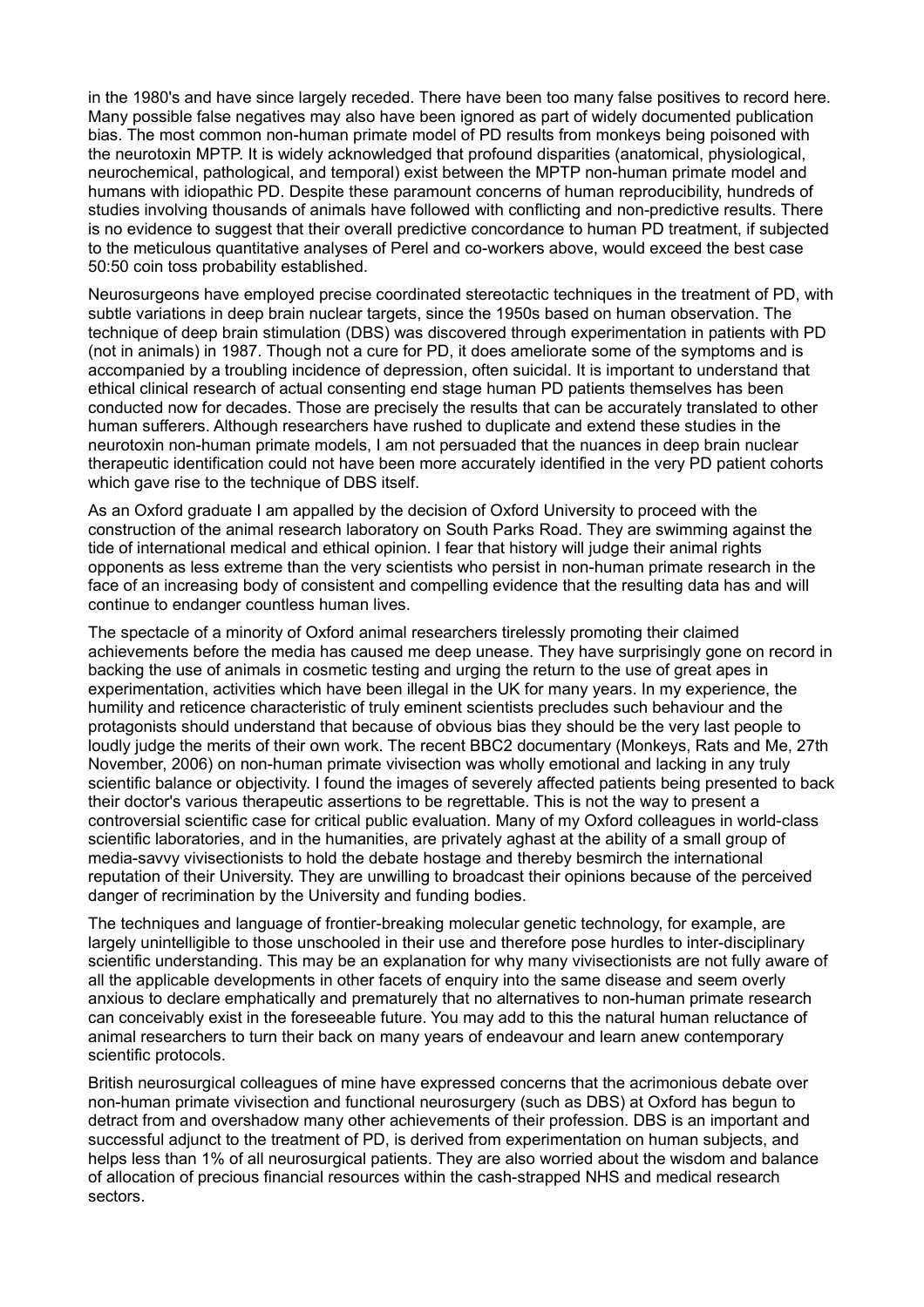in the 1980's and have since largely receded. There have been too many false positives to record here. Many possible false negatives may also have been ignored as part of widely documented publication bias. The most common non-human primate model of PD results from monkeys being poisoned with the neurotoxin MPTP. It is widely acknowledged that profound disparities (anatomical, physiological, neurochemical, pathological, and temporal) exist between the MPTP non-human primate model and humans with idiopathic PD. Despite these paramount concerns of human reproducibility, hundreds of studies involving thousands of animals have followed with conflicting and non-predictive results. There is no evidence to suggest that their overall predictive concordance to human PD treatment, if subjected to the meticulous quantitative analyses of Perel and co-workers above, would exceed the best case 50:50 coin toss probability established.

Neurosurgeons have employed precise coordinated stereotactic techniques in the treatment of PD, with subtle variations in deep brain nuclear targets, since the 1950s based on human observation. The technique of deep brain stimulation (DBS) was discovered through experimentation in patients with PD (not in animals) in 1987. Though not a cure for PD, it does ameliorate some of the symptoms and is accompanied by a troubling incidence of depression, often suicidal. It is important to understand that ethical clinical research of actual consenting end stage human PD patients themselves has been conducted now for decades. Those are precisely the results that can be accurately translated to other human sufferers. Although researchers have rushed to duplicate and extend these studies in the neurotoxin non-human primate models, I am not persuaded that the nuances in deep brain nuclear therapeutic identification could not have been more accurately identified in the very PD patient cohorts which gave rise to the technique of DBS itself.

As an Oxford graduate I am appalled by the decision of Oxford University to proceed with the construction of the animal research laboratory on South Parks Road. They are swimming against the tide of international medical and ethical opinion. I fear that history will judge their animal rights opponents as less extreme than the very scientists who persist in non-human primate research in the face of an increasing body of consistent and compelling evidence that the resulting data has and will continue to endanger countless human lives.

The spectacle of a minority of Oxford animal researchers tirelessly promoting their claimed achievements before the media has caused me deep unease. They have surprisingly gone on record in backing the use of animals in cosmetic testing and urging the return to the use of great apes in experimentation, activities which have been illegal in the UK for many years. In my experience, the humility and reticence characteristic of truly eminent scientists precludes such behaviour and the protagonists should understand that because of obvious bias they should be the very last people to loudly judge the merits of their own work. The recent BBC2 documentary (Monkeys, Rats and Me, 27th November, 2006) on non-human primate vivisection was wholly emotional and lacking in any truly scientific balance or objectivity. I found the images of severely affected patients being presented to back their doctor's various therapeutic assertions to be regrettable. This is not the way to present a controversial scientific case for critical public evaluation. Many of my Oxford colleagues in world-class scientific laboratories, and in the humanities, are privately aghast at the ability of a small group of media-savvy vivisectionists to hold the debate hostage and thereby besmirch the international reputation of their University. They are unwilling to broadcast their opinions because of the perceived danger of recrimination by the University and funding bodies.

The techniques and language of frontier-breaking molecular genetic technology, for example, are largely unintelligible to those unschooled in their use and therefore pose hurdles to inter-disciplinary scientific understanding. This may be an explanation for why many vivisectionists are not fully aware of all the applicable developments in other facets of enquiry into the same disease and seem overly anxious to declare emphatically and prematurely that no alternatives to non-human primate research can conceivably exist in the foreseeable future. You may add to this the natural human reluctance of animal researchers to turn their back on many years of endeavour and learn anew contemporary scientific protocols.

British neurosurgical colleagues of mine have expressed concerns that the acrimonious debate over non-human primate vivisection and functional neurosurgery (such as DBS) at Oxford has begun to detract from and overshadow many other achievements of their profession. DBS is an important and successful adjunct to the treatment of PD, is derived from experimentation on human subjects, and helps less than 1% of all neurosurgical patients. They are also worried about the wisdom and balance of allocation of precious financial resources within the cash-strapped NHS and medical research sectors.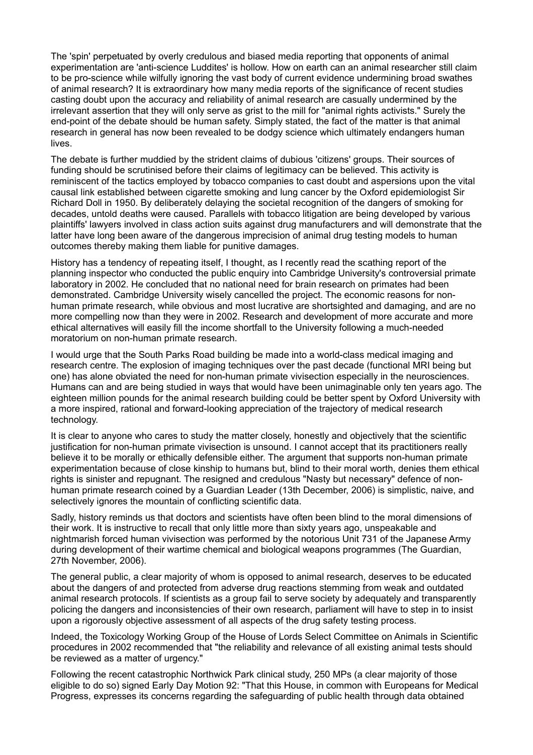The 'spin' perpetuated by overly credulous and biased media reporting that opponents of animal experimentation are 'anti-science Luddites' is hollow. How on earth can an animal researcher still claim to be pro-science while wilfully ignoring the vast body of current evidence undermining broad swathes of animal research? It is extraordinary how many media reports of the significance of recent studies casting doubt upon the accuracy and reliability of animal research are casually undermined by the irrelevant assertion that they will only serve as grist to the mill for "animal rights activists." Surely the end-point of the debate should be human safety. Simply stated, the fact of the matter is that animal research in general has now been revealed to be dodgy science which ultimately endangers human lives.

The debate is further muddied by the strident claims of dubious 'citizens' groups. Their sources of funding should be scrutinised before their claims of legitimacy can be believed. This activity is reminiscent of the tactics employed by tobacco companies to cast doubt and aspersions upon the vital causal link established between cigarette smoking and lung cancer by the Oxford epidemiologist Sir Richard Doll in 1950. By deliberately delaying the societal recognition of the dangers of smoking for decades, untold deaths were caused. Parallels with tobacco litigation are being developed by various plaintiffs' lawyers involved in class action suits against drug manufacturers and will demonstrate that the latter have long been aware of the dangerous imprecision of animal drug testing models to human outcomes thereby making them liable for punitive damages.

History has a tendency of repeating itself, I thought, as I recently read the scathing report of the planning inspector who conducted the public enquiry into Cambridge University's controversial primate laboratory in 2002. He concluded that no national need for brain research on primates had been demonstrated. Cambridge University wisely cancelled the project. The economic reasons for non-human primate research, while obvious and most lucrative are shortsighted and damaging, and are no more compelling now than they were in 2002. Research and development of more accurate and more ethical alternatives will easily fill the income shortfall to the University following a much-needed moratorium on non-human primate research.

I would urge that the South Parks Road building be made into a world-class medical imaging and research centre. The explosion of imaging techniques over the past decade (functional MRI being but one) has alone obviated the need for non-human primate vivisection especially in the neurosciences. Humans can and are being studied in ways that would have been unimaginable only ten years ago. The eighteen million pounds for the animal research building could be better spent by Oxford University with a more inspired, rational and forward-looking appreciation of the trajectory of medical research technology.

It is clear to anyone who cares to study the matter closely, honestly and objectively that the scientific justification for non-human primate vivisection is unsound. I cannot accept that its practitioners really believe it to be morally or ethically defensible either. The argument that supports non-human primate experimentation because of close kinship to humans but, blind to their moral worth, denies them ethical rights is sinister and repugnant. The resigned and credulous "Nasty but necessary" defence of non-human primate research coined by a Guardian Leader (13th December, 2006) is simplistic, naive, and selectively ignores the mountain of conflicting scientific data.

Sadly, history reminds us that doctors and scientists have often been blind to the moral dimensions of their work. It is instructive to recall that only little more than sixty years ago, unspeakable and nightmarish forced human vivisection was performed by the notorious Unit 731 of the Japanese Army during development of their wartime chemical and biological weapons programmes (The Guardian, 27th November, 2006).

The general public, a clear majority of whom is opposed to animal research, deserves to be educated about the dangers of and protected from adverse drug reactions stemming from weak and outdated animal research protocols. If scientists as a group fail to serve society by adequately and transparently policing the dangers and inconsistencies of their own research, parliament will have to step in to insist upon a rigorously objective assessment of all aspects of the drug safety testing process.

Indeed, the Toxicology Working Group of the House of Lords Select Committee on Animals in Scientific procedures in 2002 recommended that "the reliability and relevance of all existing animal tests should be reviewed as a matter of urgency."

Following the recent catastrophic Northwick Park clinical study, 250 MPs (a clear majority of those eligible to do so) signed Early Day Motion 92: "That this House, in common with Europeans for Medical Progress, expresses its concerns regarding the safeguarding of public health through data obtained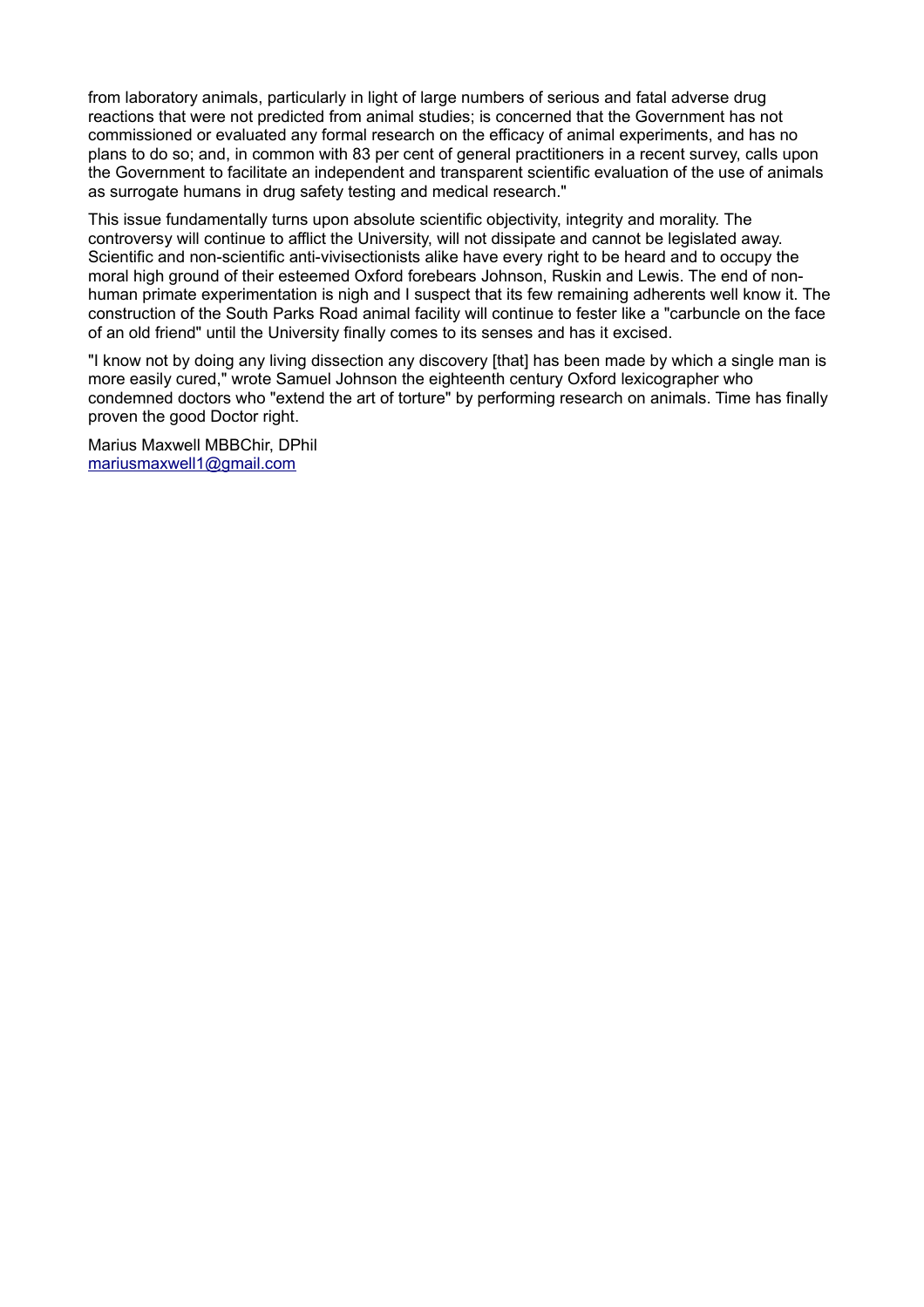from laboratory animals, particularly in light of large numbers of serious and fatal adverse drug reactions that were not predicted from animal studies; is concerned that the Government has not commissioned or evaluated any formal research on the efficacy of animal experiments, and has no plans to do so; and, in common with 83 per cent of general practitioners in a recent survey, calls upon the Government to facilitate an independent and transparent scientific evaluation of the use of animals as surrogate humans in drug safety testing and medical research."

This issue fundamentally turns upon absolute scientific objectivity, integrity and morality. The controversy will continue to afflict the University, will not dissipate and cannot be legislated away. Scientific and non-scientific anti-vivisectionists alike have every right to be heard and to occupy the moral high ground of their esteemed Oxford forebears Johnson, Ruskin and Lewis. The end of non-human primate experimentation is nigh and I suspect that its few remaining adherents well know it. The construction of the South Parks Road animal facility will continue to fester like a "carbuncle on the face of an old friend" until the University finally comes to its senses and has it excised.

"I know not by doing any living dissection any discovery [that] has been made by which a single man is more easily cured," wrote Samuel Johnson the eighteenth century Oxford lexicographer who condemned doctors who "extend the art of torture" by performing research on animals. Time has finally proven the good Doctor right.

Marius Maxwell MBBChir, DPhil
mariusmaxwell1@gmail.com